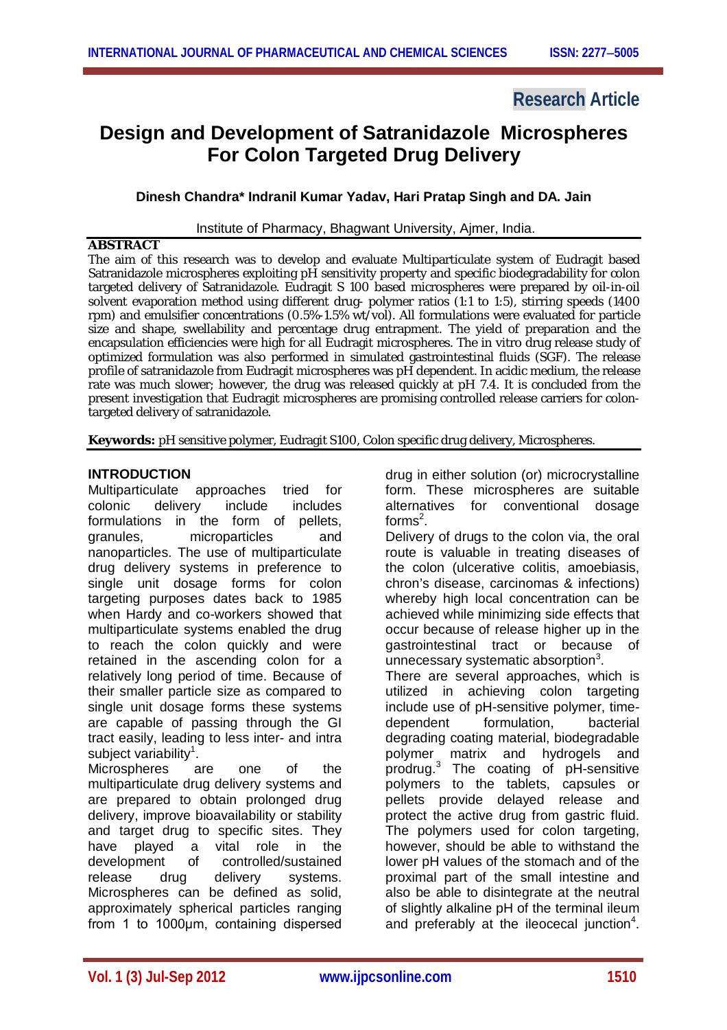Research Article

# Design and Development of Satranidazole Microspheres For Colon Targeted Drug Delivery

**Dinesh Chandra\* Indranil Kumar Yadav, Hari Pratap Singh and DA. Jain**

Institute of Pharmacy, Bhagwant University, Ajmer, India.

## ABSTRACT

The aim of this research was to develop and evaluate Multiparticulate system of Eudragit based Satranidazole microspheres exploiting pH sensitivity property and specific biodegradability for colon targeted delivery of Satranidazole. Eudragit S 100 based microspheres were prepared by oil-in-oil solvent evaporation method using different drug- polymer ratios (1:1 to 1:5), stirring speeds (1400 rpm) and emulsifier concentrations (0.5%-1.5% wt/vol). All formulations were evaluated for particle size and shape, swellability and percentage drug entrapment. The yield of preparation and the encapsulation efficiencies were high for all Eudragit microspheres. The in vitro drug release study of optimized formulation was also performed in simulated gastrointestinal fluids (SGF). The release profile of satranidazole from Eudragit microspheres was pH dependent. In acidic medium, the release rate was much slower; however, the drug was released quickly at pH 7.4. It is concluded from the present investigation that Eudragit microspheres are promising controlled release carriers for colon-targeted delivery of satranidazole.

**Keywords:** pH sensitive polymer, Eudragit S100, Colon specific drug delivery, Microspheres.

## INTRODUCTION

Multiparticulate approaches tried for colonic delivery include includes formulations in the form of pellets, granules, microparticles and nanoparticles. The use of multiparticulate drug delivery systems in preference to single unit dosage forms for colon targeting purposes dates back to 1985 when Hardy and co-workers showed that multiparticulate systems enabled the drug to reach the colon quickly and were retained in the ascending colon for a relatively long period of time. Because of their smaller particle size as compared to single unit dosage forms these systems are capable of passing through the GI tract easily, leading to less inter- and intra subject variability[1].

Microspheres are one of the multiparticulate drug delivery systems and are prepared to obtain prolonged drug delivery, improve bioavailability or stability and target drug to specific sites. They have played a vital role in the development of controlled/sustained release drug delivery systems. Microspheres can be defined as solid, approximately spherical particles ranging from 1 to 1000μm, containing dispersed drug in either solution (or) microcrystalline form. These microspheres are suitable alternatives for conventional dosage forms[2].

Delivery of drugs to the colon via, the oral route is valuable in treating diseases of the colon (ulcerative colitis, amoebiasis, chron's disease, carcinomas & infections) whereby high local concentration can be achieved while minimizing side effects that occur because of release higher up in the gastrointestinal tract or because of unnecessary systematic absorption[3].

There are several approaches, which is utilized in achieving colon targeting include use of pH-sensitive polymer, time-dependent formulation, bacterial degrading coating material, biodegradable polymer matrix and hydrogels and prodrug.[3] The coating of pH-sensitive polymers to the tablets, capsules or pellets provide delayed release and protect the active drug from gastric fluid. The polymers used for colon targeting, however, should be able to withstand the lower pH values of the stomach and of the proximal part of the small intestine and also be able to disintegrate at the neutral of slightly alkaline pH of the terminal ileum and preferably at the ileocecal junction[4].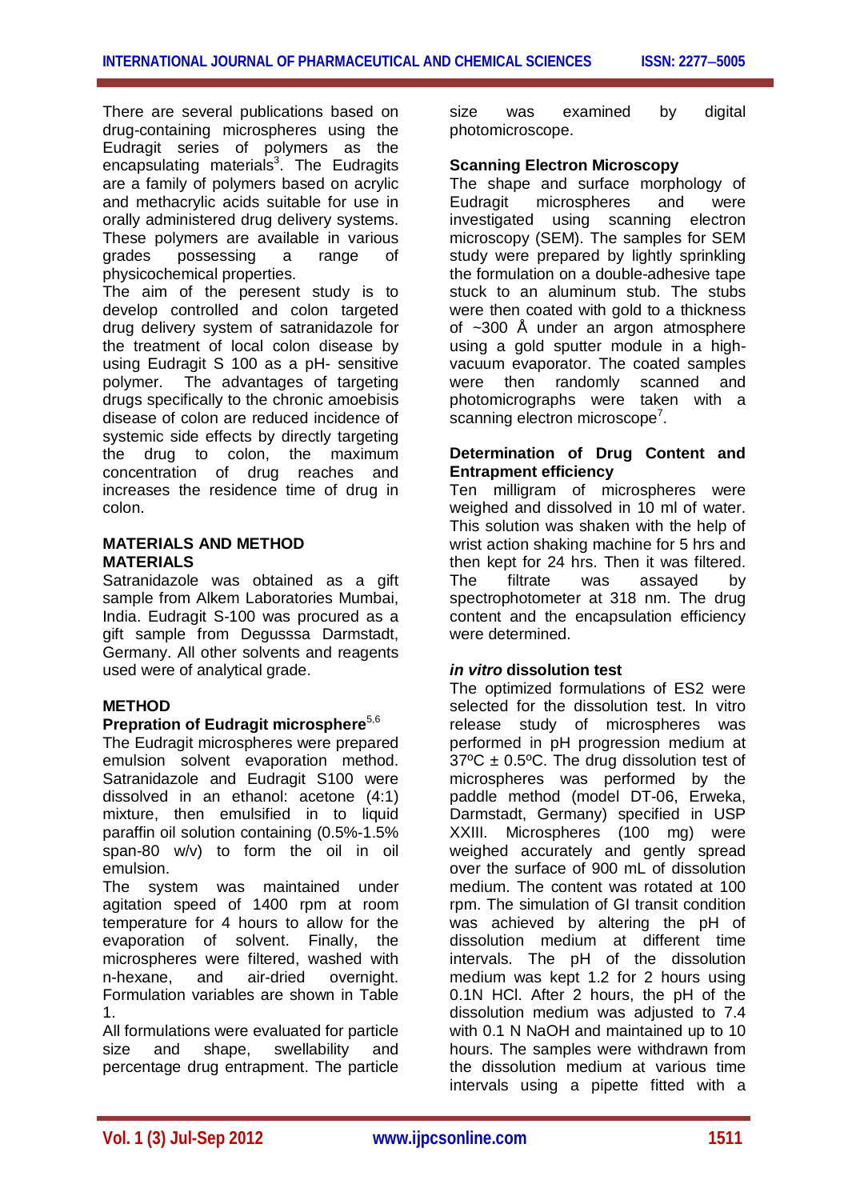There are several publications based on drug-containing microspheres using the Eudragit series of polymers as the encapsulating materials[3]. The Eudragits are a family of polymers based on acrylic and methacrylic acids suitable for use in orally administered drug delivery systems. These polymers are available in various grades possessing a range of physicochemical properties.

The aim of the peresent study is to develop controlled and colon targeted drug delivery system of satranidazole for the treatment of local colon disease by using Eudragit S 100 as a pH- sensitive polymer. The advantages of targeting drugs specifically to the chronic amoebisis disease of colon are reduced incidence of systemic side effects by directly targeting the drug to colon, the maximum concentration of drug reaches and increases the residence time of drug in colon.

## MATERIALS AND METHOD

### MATERIALS

Satranidazole was obtained as a gift sample from Alkem Laboratories Mumbai, India. Eudragit S-100 was procured as a gift sample from Degusssa Darmstadt, Germany. All other solvents and reagents used were of analytical grade.

### METHOD

#### Prepration of Eudragit microsphere[5,6]

The Eudragit microspheres were prepared emulsion solvent evaporation method. Satranidazole and Eudragit S100 were dissolved in an ethanol: acetone (4:1) mixture, then emulsified in to liquid paraffin oil solution containing (0.5%-1.5% span-80 w/v) to form the oil in oil emulsion.

The system was maintained under agitation speed of 1400 rpm at room temperature for 4 hours to allow for the evaporation of solvent. Finally, the microspheres were filtered, washed with n-hexane, and air-dried overnight. Formulation variables are shown in Table 1.

All formulations were evaluated for particle size and shape, swellability and percentage drug entrapment. The particle size was examined by digital photomicroscope.

#### Scanning Electron Microscopy

The shape and surface morphology of Eudragit microspheres and were investigated using scanning electron microscopy (SEM). The samples for SEM study were prepared by lightly sprinkling the formulation on a double-adhesive tape stuck to an aluminum stub. The stubs were then coated with gold to a thickness of ~300 Å under an argon atmosphere using a gold sputter module in a high-vacuum evaporator. The coated samples were then randomly scanned and photomicrographs were taken with a scanning electron microscope[7].

#### Determination of Drug Content and Entrapment efficiency

Ten milligram of microspheres were weighed and dissolved in 10 ml of water. This solution was shaken with the help of wrist action shaking machine for 5 hrs and then kept for 24 hrs. Then it was filtered. The filtrate was assayed by spectrophotometer at 318 nm. The drug content and the encapsulation efficiency were determined.

#### *in vitro* dissolution test

The optimized formulations of ES2 were selected for the dissolution test. In vitro release study of microspheres was performed in pH progression medium at 37ºC ± 0.5ºC. The drug dissolution test of microspheres was performed by the paddle method (model DT-06, Erweka, Darmstadt, Germany) specified in USP XXIII. Microspheres (100 mg) were weighed accurately and gently spread over the surface of 900 mL of dissolution medium. The content was rotated at 100 rpm. The simulation of GI transit condition was achieved by altering the pH of dissolution medium at different time intervals. The pH of the dissolution medium was kept 1.2 for 2 hours using 0.1N HCl. After 2 hours, the pH of the dissolution medium was adjusted to 7.4 with 0.1 N NaOH and maintained up to 10 hours. The samples were withdrawn from the dissolution medium at various time intervals using a pipette fitted with a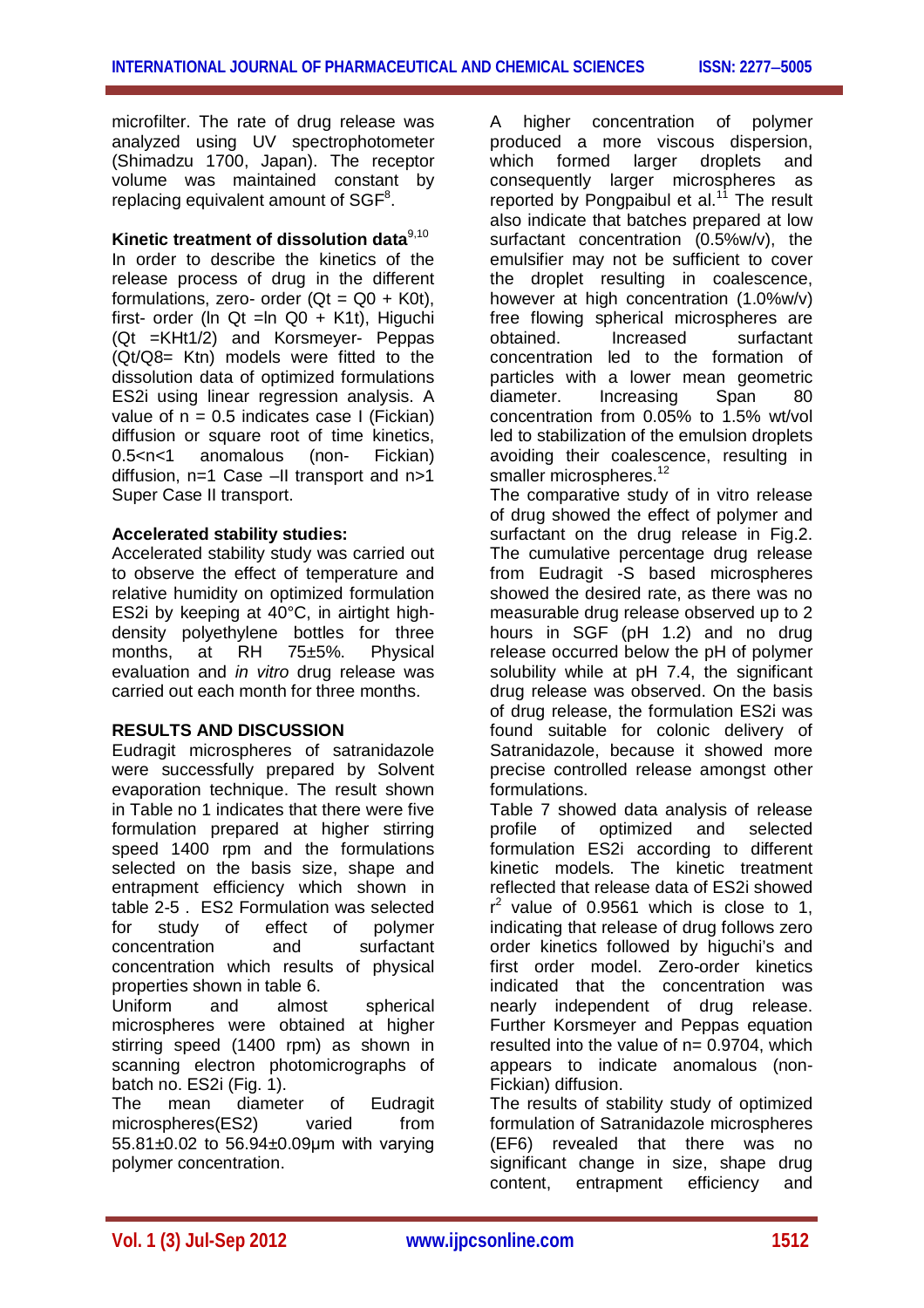microfilter. The rate of drug release was analyzed using UV spectrophotometer (Shimadzu 1700, Japan). The receptor volume was maintained constant by replacing equivalent amount of SGF[8].

**Kinetic treatment of dissolution data**[9,10]

In order to describe the kinetics of the release process of drug in the different formulations, zero- order ($Qt = Q0 + K0t$), first- order ($\ln Qt = \ln Q0 + K1t$), Higuchi ($Qt = KHt^{1/2}$) and Korsmeyer- Peppas ($Qt/Q8 = Kt^n$) models were fitted to the dissolution data of optimized formulations ES2i using linear regression analysis. A value of $n = 0.5$ indicates case I (Fickian) diffusion or square root of time kinetics, $0.5<n<1$ anomalous (non- Fickian) diffusion, $n=1$ Case –II transport and $n>1$ Super Case II transport.

**Accelerated stability studies:**

Accelerated stability study was carried out to observe the effect of temperature and relative humidity on optimized formulation ES2i by keeping at 40°C, in airtight high-density polyethylene bottles for three months, at RH 75±5%. Physical evaluation and *in vitro* drug release was carried out each month for three months.

**RESULTS AND DISCUSSION**

Eudragit microspheres of satranidazole were successfully prepared by Solvent evaporation technique. The result shown in Table no 1 indicates that there were five formulation prepared at higher stirring speed 1400 rpm and the formulations selected on the basis size, shape and entrapment efficiency which shown in table 2-5 . ES2 Formulation was selected for study of effect of polymer concentration and surfactant concentration which results of physical properties shown in table 6.

Uniform and almost spherical microspheres were obtained at higher stirring speed (1400 rpm) as shown in scanning electron photomicrographs of batch no. ES2i (Fig. 1).

The mean diameter of Eudragit microspheres(ES2) varied from 55.81±0.02 to 56.94±0.09μm with varying polymer concentration.

A higher concentration of polymer produced a more viscous dispersion, which formed larger droplets and consequently larger microspheres as reported by Pongpaibul et al.[11] The result also indicate that batches prepared at low surfactant concentration (0.5%w/v), the emulsifier may not be sufficient to cover the droplet resulting in coalescence, however at high concentration (1.0%w/v) free flowing spherical microspheres are obtained. Increased surfactant concentration led to the formation of particles with a lower mean geometric diameter. Increasing Span 80 concentration from 0.05% to 1.5% wt/vol led to stabilization of the emulsion droplets avoiding their coalescence, resulting in smaller microspheres.[12]

The comparative study of in vitro release of drug showed the effect of polymer and surfactant on the drug release in Fig.2. The cumulative percentage drug release from Eudragit -S based microspheres showed the desired rate, as there was no measurable drug release observed up to 2 hours in SGF (pH 1.2) and no drug release occurred below the pH of polymer solubility while at pH 7.4, the significant drug release was observed. On the basis of drug release, the formulation ES2i was found suitable for colonic delivery of Satranidazole, because it showed more precise controlled release amongst other formulations.

Table 7 showed data analysis of release profile of optimized and selected formulation ES2i according to different kinetic models. The kinetic treatment reflected that release data of ES2i showed $r^2$ value of 0.9561 which is close to 1, indicating that release of drug follows zero order kinetics followed by higuchi's and first order model. Zero-order kinetics indicated that the concentration was nearly independent of drug release. Further Korsmeyer and Peppas equation resulted into the value of n= 0.9704, which appears to indicate anomalous (non-Fickian) diffusion.

The results of stability study of optimized formulation of Satranidazole microspheres (EF6) revealed that there was no significant change in size, shape drug content, entrapment efficiency and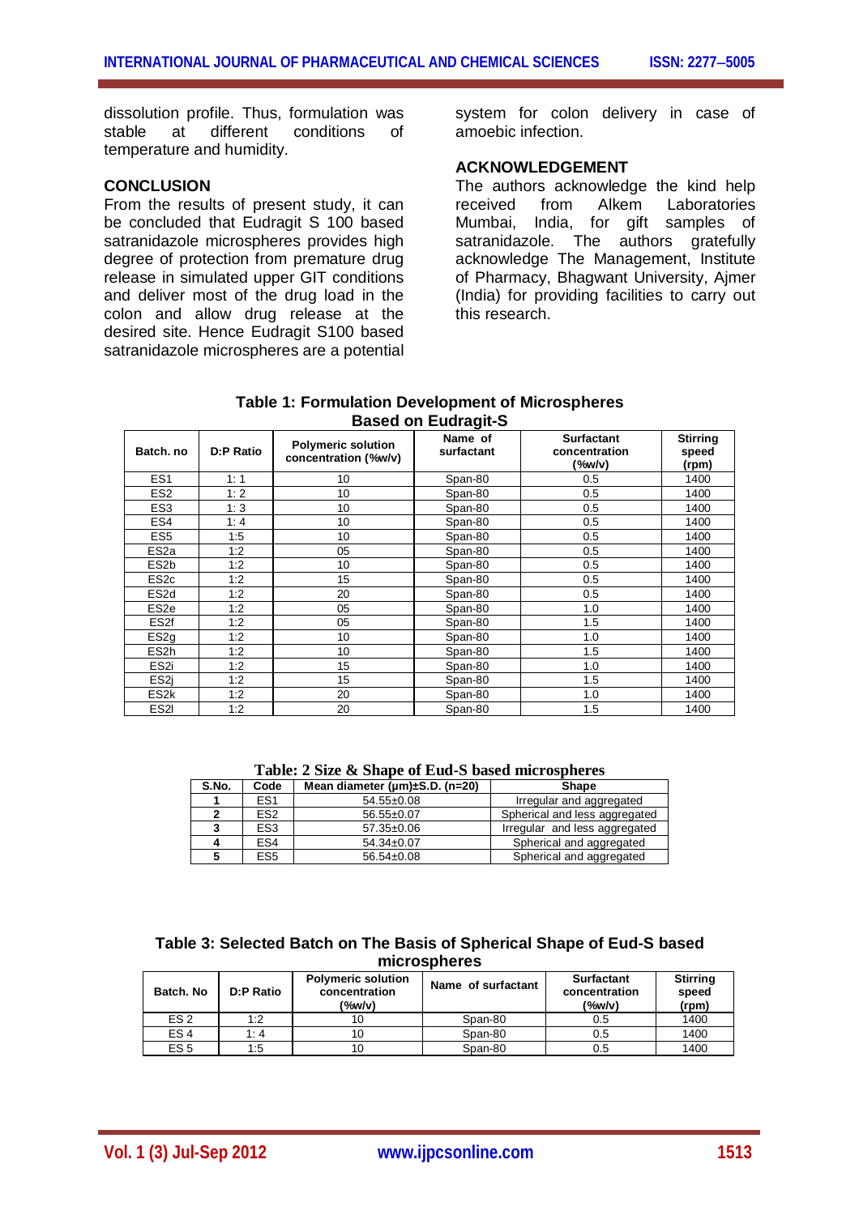dissolution profile. Thus, formulation was stable at different conditions of temperature and humidity.

## CONCLUSION

From the results of present study, it can be concluded that Eudragit S 100 based satranidazole microspheres provides high degree of protection from premature drug release in simulated upper GIT conditions and deliver most of the drug load in the colon and allow drug release at the desired site. Hence Eudragit S100 based satranidazole microspheres are a potential system for colon delivery in case of amoebic infection.

## ACKNOWLEDGEMENT

The authors acknowledge the kind help received from Alkem Laboratories Mumbai, India, for gift samples of satranidazole. The authors gratefully acknowledge The Management, Institute of Pharmacy, Bhagwant University, Ajmer (India) for providing facilities to carry out this research.

**Table 1: Formulation Development of Microspheres Based on Eudragit-S**

| Batch. no | D:P Ratio | Polymeric solution concentration (%w/v) | Name of surfactant | Surfactant concentration (%w/v) | Stirring speed (rpm) |
|---|---|---|---|---|---|
| ES1 | 1: 1 | 10 | Span-80 | 0.5 | 1400 |
| ES2 | 1: 2 | 10 | Span-80 | 0.5 | 1400 |
| ES3 | 1: 3 | 10 | Span-80 | 0.5 | 1400 |
| ES4 | 1: 4 | 10 | Span-80 | 0.5 | 1400 |
| ES5 | 1:5 | 10 | Span-80 | 0.5 | 1400 |
| ES2a | 1:2 | 05 | Span-80 | 0.5 | 1400 |
| ES2b | 1:2 | 10 | Span-80 | 0.5 | 1400 |
| ES2c | 1:2 | 15 | Span-80 | 0.5 | 1400 |
| ES2d | 1:2 | 20 | Span-80 | 0.5 | 1400 |
| ES2e | 1:2 | 05 | Span-80 | 1.0 | 1400 |
| ES2f | 1:2 | 05 | Span-80 | 1.5 | 1400 |
| ES2g | 1:2 | 10 | Span-80 | 1.0 | 1400 |
| ES2h | 1:2 | 10 | Span-80 | 1.5 | 1400 |
| ES2i | 1:2 | 15 | Span-80 | 1.0 | 1400 |
| ES2j | 1:2 | 15 | Span-80 | 1.5 | 1400 |
| ES2k | 1:2 | 20 | Span-80 | 1.0 | 1400 |
| ES2l | 1:2 | 20 | Span-80 | 1.5 | 1400 |

**Table: 2 Size & Shape of Eud-S based microspheres**

| S.No. | Code | Mean diameter (μm)±S.D. (n=20) | Shape |
|---|---|---|---|
| **1** | ES1 | 54.55±0.08 | Irregular and aggregated |
| **2** | ES2 | 56.55±0.07 | Spherical and less aggregated |
| **3** | ES3 | 57.35±0.06 | Irregular and less aggregated |
| **4** | ES4 | 54.34±0.07 | Spherical and aggregated |
| **5** | ES5 | 56.54±0.08 | Spherical and aggregated |

**Table 3: Selected Batch on The Basis of Spherical Shape of Eud-S based microspheres**

| Batch. No | D:P Ratio | Polymeric solution concentration (%w/v) | Name of surfactant | Surfactant concentration (%w/v) | Stirring speed (rpm) |
|---|---|---|---|---|---|
| ES 2 | 1:2 | 10 | Span-80 | 0.5 | 1400 |
| ES 4 | 1: 4 | 10 | Span-80 | 0.5 | 1400 |
| ES 5 | 1:5 | 10 | Span-80 | 0.5 | 1400 |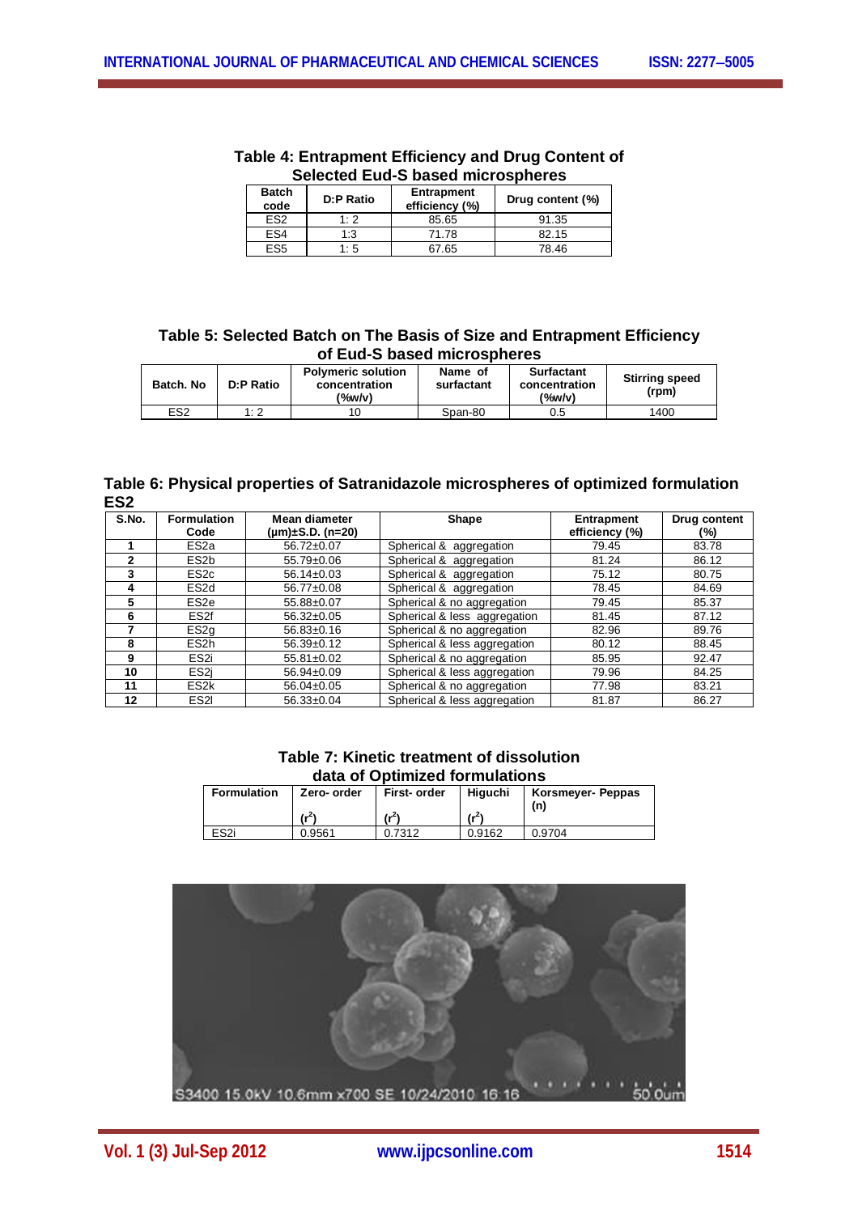**Table 4: Entrapment Efficiency and Drug Content of Selected Eud-S based microspheres**

| Batch code | D:P Ratio | Entrapment efficiency (%) | Drug content (%) |
|---|---|---|---|
| ES2 | 1: 2 | 85.65 | 91.35 |
| ES4 | 1:3 | 71.78 | 82.15 |
| ES5 | 1: 5 | 67.65 | 78.46 |

**Table 5: Selected Batch on The Basis of Size and Entrapment Efficiency of Eud-S based microspheres**

| Batch. No | D:P Ratio | Polymeric solution concentration (%w/v) | Name of surfactant | Surfactant concentration (%w/v) | Stirring speed (rpm) |
|---|---|---|---|---|---|
| ES2 | 1: 2 | 10 | Span-80 | 0.5 | 1400 |

**Table 6: Physical properties of Satranidazole microspheres of optimized formulation ES2**

| S.No. | Formulation Code | Mean diameter (μm)±S.D. (n=20) | Shape | Entrapment efficiency (%) | Drug content (%) |
|---|---|---|---|---|---|
| 1 | ES2a | 56.72±0.07 | Spherical & aggregation | 79.45 | 83.78 |
| 2 | ES2b | 55.79±0.06 | Spherical & aggregation | 81.24 | 86.12 |
| 3 | ES2c | 56.14±0.03 | Spherical & aggregation | 75.12 | 80.75 |
| 4 | ES2d | 56.77±0.08 | Spherical & aggregation | 78.45 | 84.69 |
| 5 | ES2e | 55.88±0.07 | Spherical & no aggregation | 79.45 | 85.37 |
| 6 | ES2f | 56.32±0.05 | Spherical & less aggregation | 81.45 | 87.12 |
| 7 | ES2g | 56.83±0.16 | Spherical & no aggregation | 82.96 | 89.76 |
| 8 | ES2h | 56.39±0.12 | Spherical & less aggregation | 80.12 | 88.45 |
| 9 | ES2i | 55.81±0.02 | Spherical & no aggregation | 85.95 | 92.47 |
| 10 | ES2j | 56.94±0.09 | Spherical & less aggregation | 79.96 | 84.25 |
| 11 | ES2k | 56.04±0.05 | Spherical & no aggregation | 77.98 | 83.21 |
| 12 | ES2l | 56.33±0.04 | Spherical & less aggregation | 81.87 | 86.27 |

**Table 7: Kinetic treatment of dissolution data of Optimized formulations**

| Formulation | Zero- order ($r^2$) | First- order ($r^2$) | Higuchi ($r^2$) | Korsmeyer- Peppas (n) |
|---|---|---|---|---|
| ES2i | 0.9561 | 0.7312 | 0.9162 | 0.9704 |

S3400 15.0kV 10.6mm x700 SE 10/24/2010 16:16 50.0um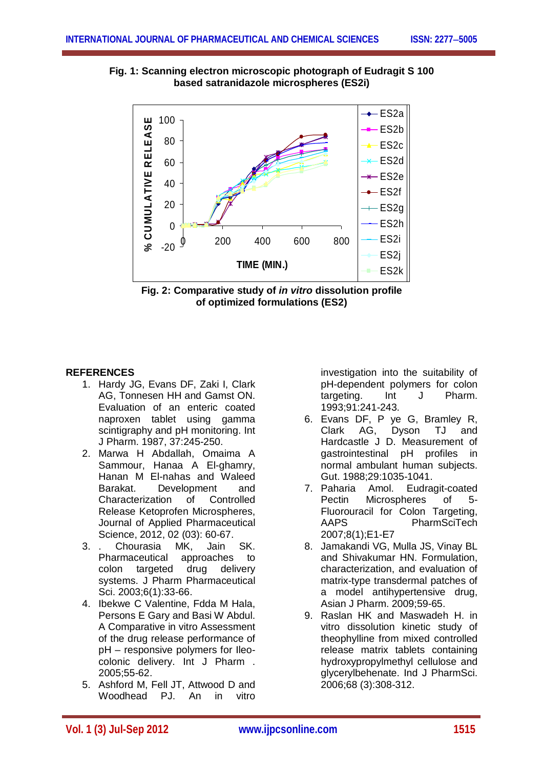**Fig. 1: Scanning electron microscopic photograph of Eudragit S 100 based satranidazole microspheres (ES2i)**

% CUMULATIVE RELEASE

100
80
60
40
20
0
-20

0 200 400 600 800

TIME (MIN.)

ES2a
ES2b
ES2c
ES2d
ES2e
ES2f
ES2g
ES2h
ES2i
ES2j
ES2k

**Fig. 2: Comparative study of *in vitro* dissolution profile of optimized formulations (ES2)**

## REFERENCES

1. Hardy JG, Evans DF, Zaki I, Clark AG, Tonnesen HH and Gamst ON. Evaluation of an enteric coated naproxen tablet using gamma scintigraphy and pH monitoring. Int J Pharm. 1987, 37:245-250.
2. Marwa H Abdallah, Omaima A Sammour, Hanaa A El-ghamry, Hanan M El-nahas and Waleed Barakat. Development and Characterization of Controlled Release Ketoprofen Microspheres, Journal of Applied Pharmaceutical Science, 2012, 02 (03): 60-67.
3. . Chourasia MK, Jain SK. Pharmaceutical approaches to colon targeted drug delivery systems. J Pharm Pharmaceutical Sci. 2003;6(1):33-66.
4. Ibekwe C Valentine, Fdda M Hala, Persons E Gary and Basi W Abdul. A Comparative in vitro Assessment of the drug release performance of pH – responsive polymers for Ileo-colonic delivery. Int J Pharm . 2005;55-62.
5. Ashford M, Fell JT, Attwood D and Woodhead PJ. An in vitro investigation into the suitability of pH-dependent polymers for colon targeting. Int J Pharm. 1993;91:241-243.
6. Evans DF, P ye G, Bramley R, Clark AG, Dyson TJ and Hardcastle J D. Measurement of gastrointestinal pH profiles in normal ambulant human subjects. Gut. 1988;29:1035-1041.
7. Paharia Amol. Eudragit-coated Pectin Microspheres of 5-Fluorouracil for Colon Targeting, AAPS PharmSciTech 2007;8(1);E1-E7
8. Jamakandi VG, Mulla JS, Vinay BL and Shivakumar HN. Formulation, characterization, and evaluation of matrix-type transdermal patches of a model antihypertensive drug, Asian J Pharm. 2009;59-65.
9. Raslan HK and Maswadeh H. in vitro dissolution kinetic study of theophylline from mixed controlled release matrix tablets containing hydroxypropylmethyl cellulose and glycerylbehenate. Ind J PharmSci. 2006;68 (3):308-312.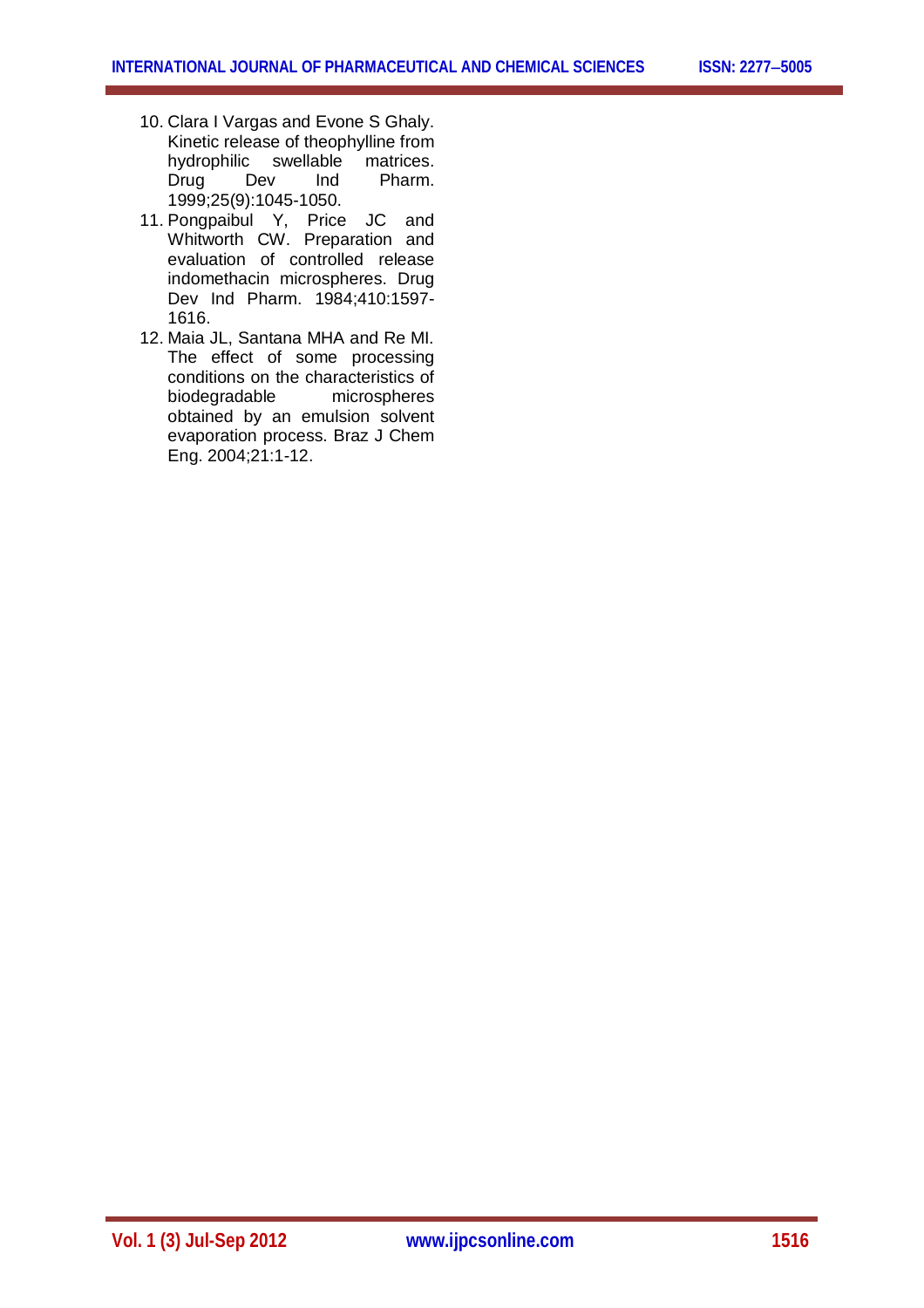10. Clara I Vargas and Evone S Ghaly. Kinetic release of theophylline from hydrophilic swellable matrices. Drug Dev Ind Pharm. 1999;25(9):1045-1050.
11. Pongpaibul Y, Price JC and Whitworth CW. Preparation and evaluation of controlled release indomethacin microspheres. Drug Dev Ind Pharm. 1984;410:1597-1616.
12. Maia JL, Santana MHA and Re MI. The effect of some processing conditions on the characteristics of biodegradable microspheres obtained by an emulsion solvent evaporation process. Braz J Chem Eng. 2004;21:1-12.